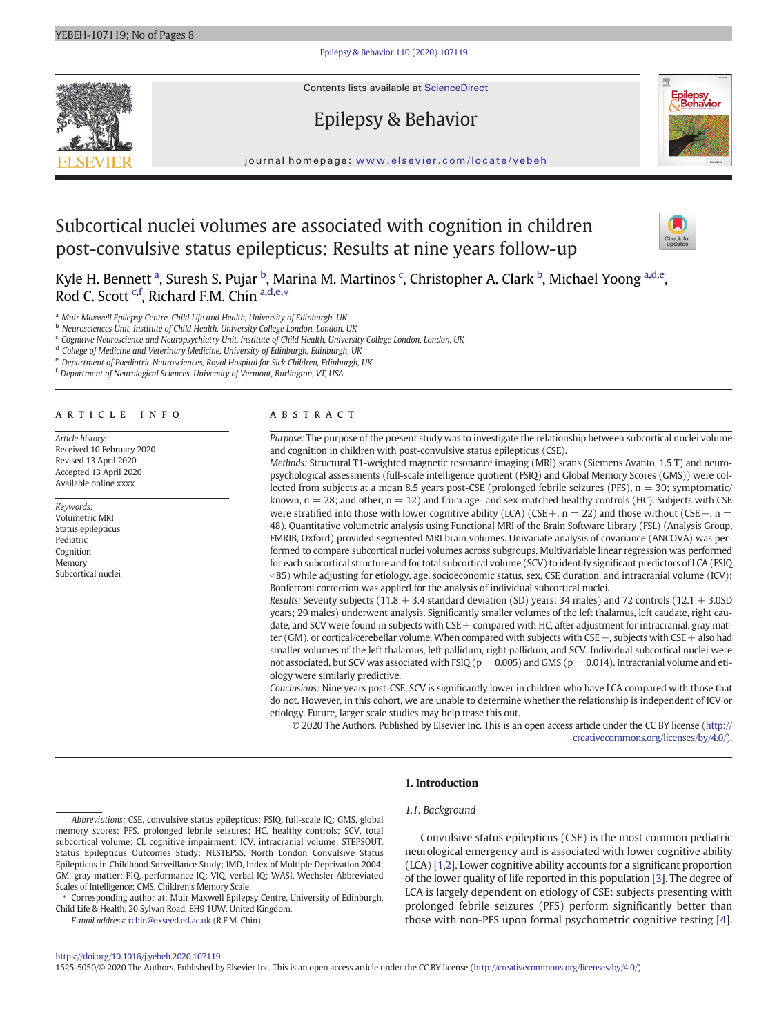Contents lists available at ScienceDirect

Epilepsy & Behavior

journal homepage: www.elsevier.com/locate/yebeh

# Subcortical nuclei volumes are associated with cognition in children post-convulsive status epilepticus: Results at nine years follow-up

Kyle H. Bennett [a], Suresh S. Pujar [b], Marina M. Martinos [c], Christopher A. Clark [b], Michael Yoong [a,d,e], Rod C. Scott [c,f], Richard F.M. Chin [a,d,e,*]

[a] Muir Maxwell Epilepsy Centre, Child Life and Health, University of Edinburgh, UK
[b] Neurosciences Unit, Institute of Child Health, University College London, London, UK
[c] Cognitive Neuroscience and Neuropsychiatry Unit, Institute of Child Health, University College London, London, UK
[d] College of Medicine and Veterinary Medicine, University of Edinburgh, Edinburgh, UK
[e] Department of Paediatric Neurosciences, Royal Hospital for Sick Children, Edinburgh, UK
[f] Department of Neurological Sciences, University of Vermont, Burlington, VT, USA

## ARTICLE INFO

*Article history:*
Received 10 February 2020
Revised 13 April 2020
Accepted 13 April 2020
Available online xxxx

*Keywords:*
Volumetric MRI
Status epilepticus
Pediatric
Cognition
Memory
Subcortical nuclei

## ABSTRACT

*Purpose:* The purpose of the present study was to investigate the relationship between subcortical nuclei volume and cognition in children with post-convulsive status epilepticus (CSE).

*Methods:* Structural T1-weighted magnetic resonance imaging (MRI) scans (Siemens Avanto, 1.5 T) and neuropsychological assessments (full-scale intelligence quotient (FSIQ) and Global Memory Scores (GMS)) were collected from subjects at a mean 8.5 years post-CSE (prolonged febrile seizures (PFS), n = 30; symptomatic/known, n = 28; and other, n = 12) and from age- and sex-matched healthy controls (HC). Subjects with CSE were stratified into those with lower cognitive ability (LCA) (CSE+, n = 22) and those without (CSE−, n = 48). Quantitative volumetric analysis using Functional MRI of the Brain Software Library (FSL) (Analysis Group, FMRIB, Oxford) provided segmented MRI brain volumes. Univariate analysis of covariance (ANCOVA) was performed to compare subcortical nuclei volumes across subgroups. Multivariable linear regression was performed for each subcortical structure and for total subcortical volume (SCV) to identify significant predictors of LCA (FSIQ <85) while adjusting for etiology, age, socioeconomic status, sex, CSE duration, and intracranial volume (ICV); Bonferroni correction was applied for the analysis of individual subcortical nuclei.

*Results:* Seventy subjects (11.8 ± 3.4 standard deviation (SD) years; 34 males) and 72 controls (12.1 ± 3.0SD years; 29 males) underwent analysis. Significantly smaller volumes of the left thalamus, left caudate, right caudate, and SCV were found in subjects with CSE+ compared with HC, after adjustment for intracranial, gray matter (GM), or cortical/cerebellar volume. When compared with subjects with CSE−, subjects with CSE+ also had smaller volumes of the left thalamus, left pallidum, right pallidum, and SCV. Individual subcortical nuclei were not associated, but SCV was associated with FSIQ (p = 0.005) and GMS (p = 0.014). Intracranial volume and etiology were similarly predictive.

*Conclusions:* Nine years post-CSE, SCV is significantly lower in children who have LCA compared with those that do not. However, in this cohort, we are unable to determine whether the relationship is independent of ICV or etiology. Future, larger scale studies may help tease this out.

© 2020 The Authors. Published by Elsevier Inc. This is an open access article under the CC BY license (http://creativecommons.org/licenses/by/4.0/).

## 1. Introduction

### 1.1. Background

Convulsive status epilepticus (CSE) is the most common pediatric neurological emergency and is associated with lower cognitive ability (LCA) [1,2]. Lower cognitive ability accounts for a significant proportion of the lower quality of life reported in this population [3]. The degree of LCA is largely dependent on etiology of CSE: subjects presenting with prolonged febrile seizures (PFS) perform significantly better than those with non-PFS upon formal psychometric cognitive testing [4].

*Abbreviations:* CSE, convulsive status epilepticus; FSIQ, full-scale IQ; GMS, global memory scores; PFS, prolonged febrile seizures; HC, healthy controls; SCV, total subcortical volume; CI, cognitive impairment; ICV, intracranial volume; STEPSOUT, Status Epilepticus Outcomes Study; NLSTEPSS, North London Convulsive Status Epilepticus in Childhood Surveillance Study; IMD, Index of Multiple Deprivation 2004; GM, gray matter; PIQ, performance IQ; VIQ, verbal IQ; WASI, Wechsler Abbreviated Scales of Intelligence; CMS, Children's Memory Scale.

\* Corresponding author at: Muir Maxwell Epilepsy Centre, University of Edinburgh, Child Life & Health, 20 Sylvan Road, EH9 1UW, United Kingdom.

*E-mail address:* rchin@exseed.ed.ac.uk (R.F.M. Chin).

https://doi.org/10.1016/j.yebeh.2020.107119
1525-5050/© 2020 The Authors. Published by Elsevier Inc. This is an open access article under the CC BY license (http://creativecommons.org/licenses/by/4.0/).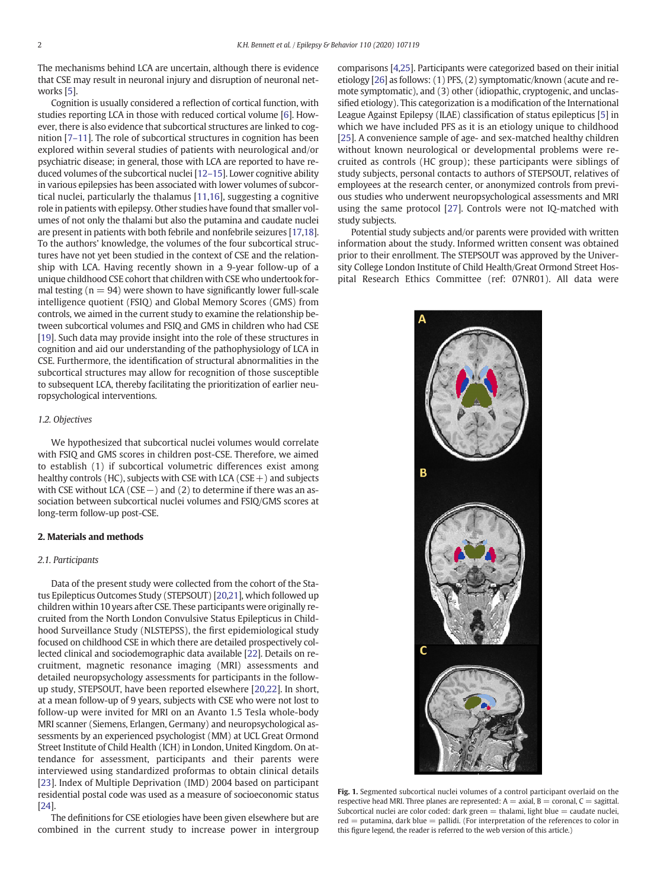The mechanisms behind LCA are uncertain, although there is evidence that CSE may result in neuronal injury and disruption of neuronal networks [5].

Cognition is usually considered a reflection of cortical function, with studies reporting LCA in those with reduced cortical volume [6]. However, there is also evidence that subcortical structures are linked to cognition [7–11]. The role of subcortical structures in cognition has been explored within several studies of patients with neurological and/or psychiatric disease; in general, those with LCA are reported to have reduced volumes of the subcortical nuclei [12–15]. Lower cognitive ability in various epilepsies has been associated with lower volumes of subcortical nuclei, particularly the thalamus [11,16], suggesting a cognitive role in patients with epilepsy. Other studies have found that smaller volumes of not only the thalami but also the putamina and caudate nuclei are present in patients with both febrile and nonfebrile seizures [17,18]. To the authors' knowledge, the volumes of the four subcortical structures have not yet been studied in the context of CSE and the relationship with LCA. Having recently shown in a 9-year follow-up of a unique childhood CSE cohort that children with CSE who undertook formal testing (n = 94) were shown to have significantly lower full-scale intelligence quotient (FSIQ) and Global Memory Scores (GMS) from controls, we aimed in the current study to examine the relationship between subcortical volumes and FSIQ and GMS in children who had CSE [19]. Such data may provide insight into the role of these structures in cognition and aid our understanding of the pathophysiology of LCA in CSE. Furthermore, the identification of structural abnormalities in the subcortical structures may allow for recognition of those susceptible to subsequent LCA, thereby facilitating the prioritization of earlier neuropsychological interventions.

### 1.2. Objectives

We hypothesized that subcortical nuclei volumes would correlate with FSIQ and GMS scores in children post-CSE. Therefore, we aimed to establish (1) if subcortical volumetric differences exist among healthy controls (HC), subjects with CSE with LCA (CSE+) and subjects with CSE without LCA (CSE−) and (2) to determine if there was an association between subcortical nuclei volumes and FSIQ/GMS scores at long-term follow-up post-CSE.

## 2. Materials and methods

### 2.1. Participants

Data of the present study were collected from the cohort of the Status Epilepticus Outcomes Study (STEPSOUT) [20,21], which followed up children within 10 years after CSE. These participants were originally recruited from the North London Convulsive Status Epilepticus in Childhood Surveillance Study (NLSTEPSS), the first epidemiological study focused on childhood CSE in which there are detailed prospectively collected clinical and sociodemographic data available [22]. Details on recruitment, magnetic resonance imaging (MRI) assessments and detailed neuropsychology assessments for participants in the follow-up study, STEPSOUT, have been reported elsewhere [20,22]. In short, at a mean follow-up of 9 years, subjects with CSE who were not lost to follow-up were invited for MRI on an Avanto 1.5 Tesla whole-body MRI scanner (Siemens, Erlangen, Germany) and neuropsychological assessments by an experienced psychologist (MM) at UCL Great Ormond Street Institute of Child Health (ICH) in London, United Kingdom. On attendance for assessment, participants and their parents were interviewed using standardized proformas to obtain clinical details [23]. Index of Multiple Deprivation (IMD) 2004 based on participant residential postal code was used as a measure of socioeconomic status [24].

The definitions for CSE etiologies have been given elsewhere but are combined in the current study to increase power in intergroup comparisons [4,25]. Participants were categorized based on their initial etiology [26] as follows: (1) PFS, (2) symptomatic/known (acute and remote symptomatic), and (3) other (idiopathic, cryptogenic, and unclassified etiology). This categorization is a modification of the International League Against Epilepsy (ILAE) classification of status epilepticus [5] in which we have included PFS as it is an etiology unique to childhood [25]. A convenience sample of age- and sex-matched healthy children without known neurological or developmental problems were recruited as controls (HC group); these participants were siblings of study subjects, personal contacts to authors of STEPSOUT, relatives of employees at the research center, or anonymized controls from previous studies who underwent neuropsychological assessments and MRI using the same protocol [27]. Controls were not IQ-matched with study subjects.

Potential study subjects and/or parents were provided with written information about the study. Informed written consent was obtained prior to their enrollment. The STEPSOUT was approved by the University College London Institute of Child Health/Great Ormond Street Hospital Research Ethics Committee (ref: 07NR01). All data were

**Fig. 1.** Segmented subcortical nuclei volumes of a control participant overlaid on the respective head MRI. Three planes are represented: A = axial, B = coronal, C = sagittal. Subcortical nuclei are color coded: dark green = thalami, light blue = caudate nuclei, red = putamina, dark blue = pallidi. (For interpretation of the references to color in this figure legend, the reader is referred to the web version of this article.)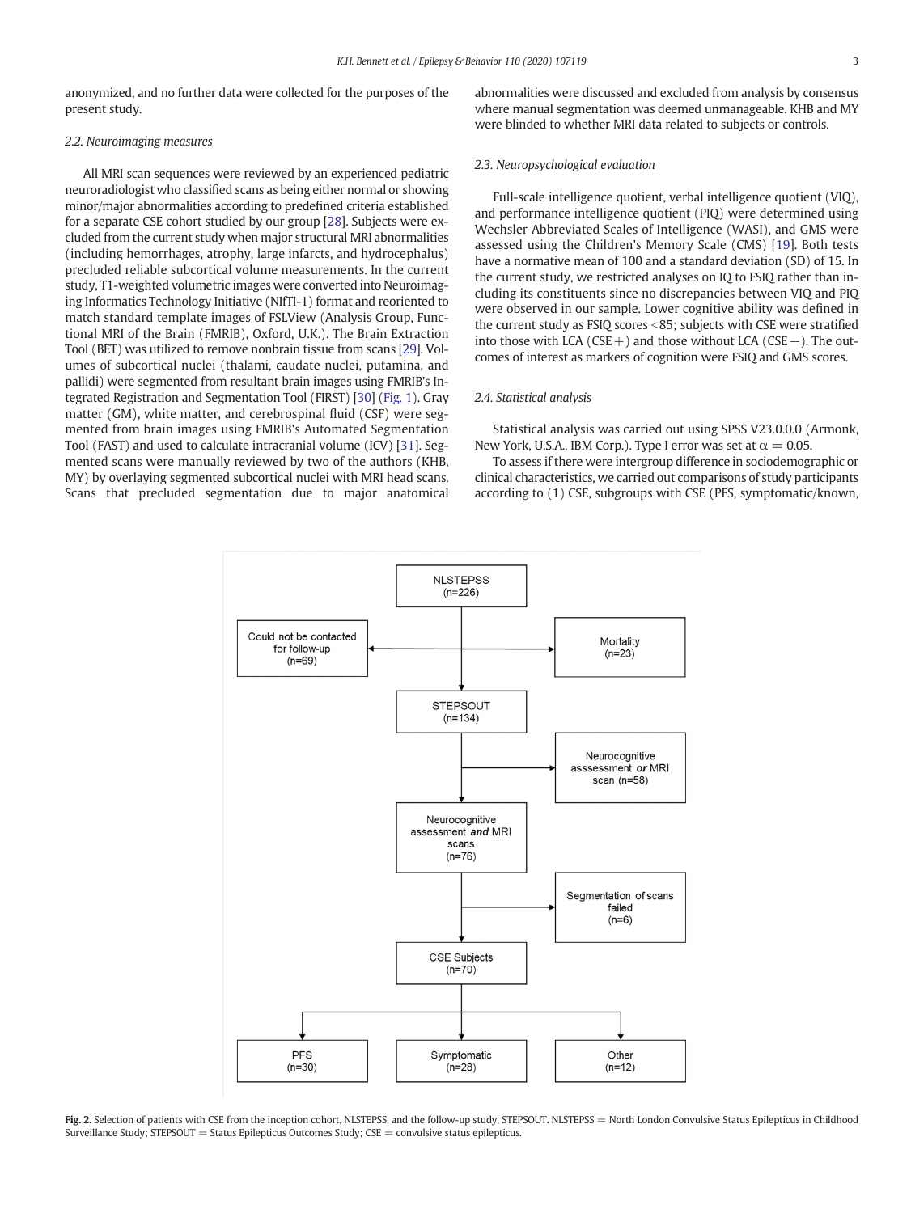anonymized, and no further data were collected for the purposes of the present study.

### 2.2. Neuroimaging measures

All MRI scan sequences were reviewed by an experienced pediatric neuroradiologist who classified scans as being either normal or showing minor/major abnormalities according to predefined criteria established for a separate CSE cohort studied by our group [28]. Subjects were excluded from the current study when major structural MRI abnormalities (including hemorrhages, atrophy, large infarcts, and hydrocephalus) precluded reliable subcortical volume measurements. In the current study, T1-weighted volumetric images were converted into Neuroimaging Informatics Technology Initiative (NIfTI-1) format and reoriented to match standard template images of FSLView (Analysis Group, Functional MRI of the Brain (FMRIB), Oxford, U.K.). The Brain Extraction Tool (BET) was utilized to remove nonbrain tissue from scans [29]. Volumes of subcortical nuclei (thalami, caudate nuclei, putamina, and pallidi) were segmented from resultant brain images using FMRIB's Integrated Registration and Segmentation Tool (FIRST) [30] (Fig. 1). Gray matter (GM), white matter, and cerebrospinal fluid (CSF) were segmented from brain images using FMRIB's Automated Segmentation Tool (FAST) and used to calculate intracranial volume (ICV) [31]. Segmented scans were manually reviewed by two of the authors (KHB, MY) by overlaying segmented subcortical nuclei with MRI head scans. Scans that precluded segmentation due to major anatomical abnormalities were discussed and excluded from analysis by consensus where manual segmentation was deemed unmanageable. KHB and MY were blinded to whether MRI data related to subjects or controls.

### 2.3. Neuropsychological evaluation

Full-scale intelligence quotient, verbal intelligence quotient (VIQ), and performance intelligence quotient (PIQ) were determined using Wechsler Abbreviated Scales of Intelligence (WASI), and GMS were assessed using the Children's Memory Scale (CMS) [19]. Both tests have a normative mean of 100 and a standard deviation (SD) of 15. In the current study, we restricted analyses on IQ to FSIQ rather than including its constituents since no discrepancies between VIQ and PIQ were observed in our sample. Lower cognitive ability was defined in the current study as FSIQ scores <85; subjects with CSE were stratified into those with LCA (CSE+) and those without LCA (CSE−). The outcomes of interest as markers of cognition were FSIQ and GMS scores.

### 2.4. Statistical analysis

Statistical analysis was carried out using SPSS V23.0.0.0 (Armonk, New York, U.S.A., IBM Corp.). Type I error was set at $\alpha = 0.05$.

To assess if there were intergroup difference in sociodemographic or clinical characteristics, we carried out comparisons of study participants according to (1) CSE, subgroups with CSE (PFS, symptomatic/known,

NLSTEPSS (n=226) → Could not be contacted for follow-up (n=69); Mortality (n=23)
STEPSOUT (n=134) → Neurocognitive asssessment ***or*** MRI scan (n=58)
Neurocognitive assessment ***and*** MRI scans (n=76) → Segmentation of scans failed (n=6)
CSE Subjects (n=70) → PFS (n=30); Symptomatic (n=28); Other (n=12)

**Fig. 2.** Selection of patients with CSE from the inception cohort, NLSTEPSS, and the follow-up study, STEPSOUT. NLSTEPSS = North London Convulsive Status Epilepticus in Childhood Surveillance Study; STEPSOUT = Status Epilepticus Outcomes Study; CSE = convulsive status epilepticus.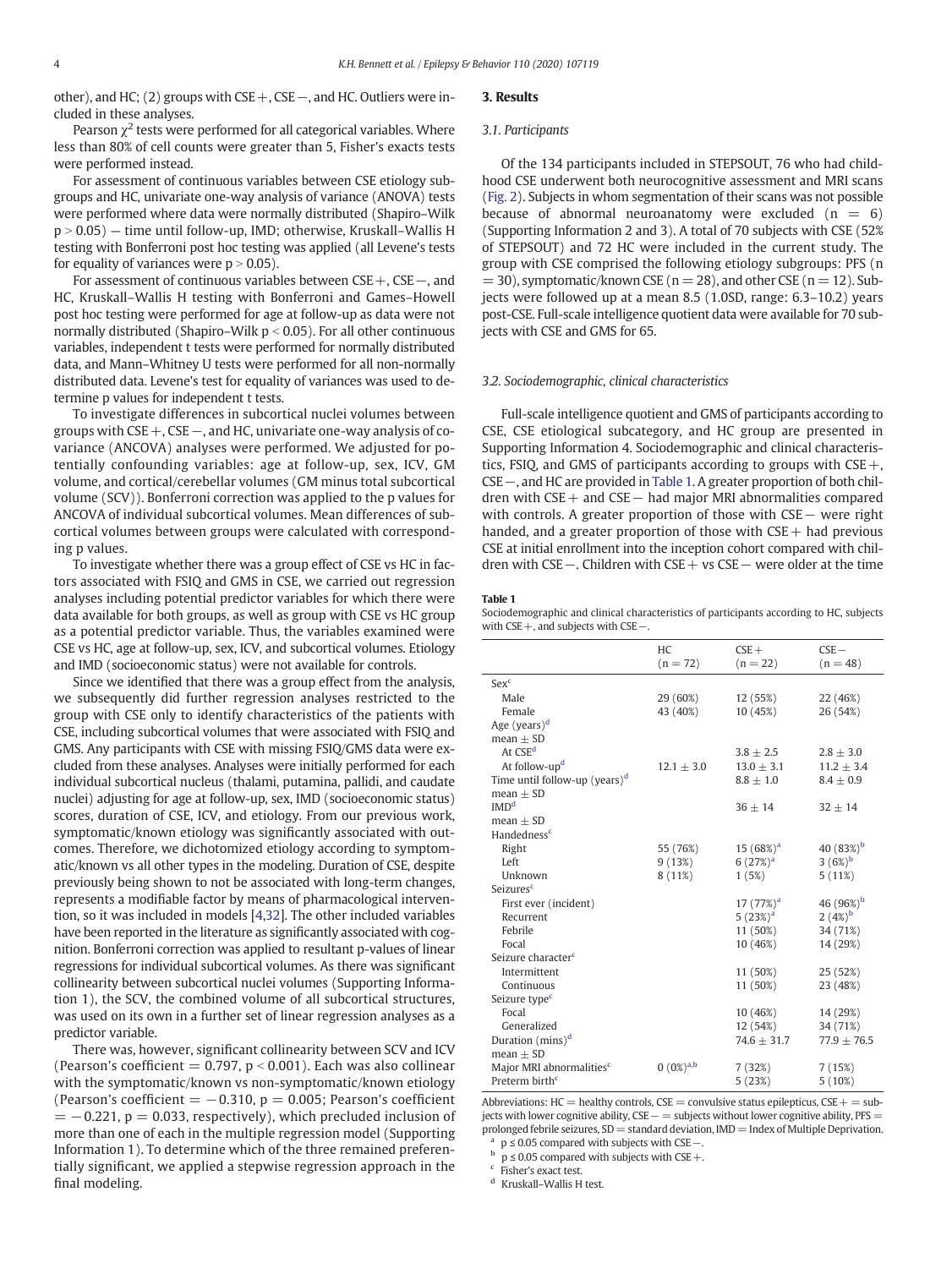other), and HC; (2) groups with CSE+, CSE−, and HC. Outliers were included in these analyses.

Pearson $\chi^2$ tests were performed for all categorical variables. Where less than 80% of cell counts were greater than 5, Fisher's exacts tests were performed instead.

For assessment of continuous variables between CSE etiology subgroups and HC, univariate one-way analysis of variance (ANOVA) tests were performed where data were normally distributed (Shapiro–Wilk $p > 0.05$) — time until follow-up, IMD; otherwise, Kruskall–Wallis H testing with Bonferroni post hoc testing was applied (all Levene's tests for equality of variances were $p > 0.05$).

For assessment of continuous variables between CSE+, CSE−, and HC, Kruskall–Wallis H testing with Bonferroni and Games–Howell post hoc testing were performed for age at follow-up as data were not normally distributed (Shapiro–Wilk $p < 0.05$). For all other continuous variables, independent t tests were performed for normally distributed data, and Mann–Whitney U tests were performed for all non-normally distributed data. Levene's test for equality of variances was used to determine p values for independent t tests.

To investigate differences in subcortical nuclei volumes between groups with CSE+, CSE−, and HC, univariate one-way analysis of covariance (ANCOVA) analyses were performed. We adjusted for potentially confounding variables: age at follow-up, sex, ICV, GM volume, and cortical/cerebellar volumes (GM minus total subcortical volume (SCV)). Bonferroni correction was applied to the p values for ANCOVA of individual subcortical volumes. Mean differences of subcortical volumes between groups were calculated with corresponding p values.

To investigate whether there was a group effect of CSE vs HC in factors associated with FSIQ and GMS in CSE, we carried out regression analyses including potential predictor variables for which there were data available for both groups, as well as group with CSE vs HC group as a potential predictor variable. Thus, the variables examined were CSE vs HC, age at follow-up, sex, ICV, and subcortical volumes. Etiology and IMD (socioeconomic status) were not available for controls.

Since we identified that there was a group effect from the analysis, we subsequently did further regression analyses restricted to the group with CSE only to identify characteristics of the patients with CSE, including subcortical volumes that were associated with FSIQ and GMS. Any participants with CSE with missing FSIQ/GMS data were excluded from these analyses. Analyses were initially performed for each individual subcortical nucleus (thalami, putamina, pallidi, and caudate nuclei) adjusting for age at follow-up, sex, IMD (socioeconomic status) scores, duration of CSE, ICV, and etiology. From our previous work, symptomatic/known etiology was significantly associated with outcomes. Therefore, we dichotomized etiology according to symptomatic/known vs all other types in the modeling. Duration of CSE, despite previously being shown to not be associated with long-term changes, represents a modifiable factor by means of pharmacological intervention, so it was included in models [4,32]. The other included variables have been reported in the literature as significantly associated with cognition. Bonferroni correction was applied to resultant p-values of linear regressions for individual subcortical volumes. As there was significant collinearity between subcortical nuclei volumes (Supporting Information 1), the SCV, the combined volume of all subcortical structures, was used on its own in a further set of linear regression analyses as a predictor variable.

There was, however, significant collinearity between SCV and ICV (Pearson's coefficient = 0.797, $p < 0.001$). Each was also collinear with the symptomatic/known vs non-symptomatic/known etiology (Pearson's coefficient = −0.310, $p = 0.005$; Pearson's coefficient = −0.221, $p = 0.033$, respectively), which precluded inclusion of more than one of each in the multiple regression model (Supporting Information 1). To determine which of the three remained preferentially significant, we applied a stepwise regression approach in the final modeling.

## 3. Results

### 3.1. Participants

Of the 134 participants included in STEPSOUT, 76 who had childhood CSE underwent both neurocognitive assessment and MRI scans (Fig. 2). Subjects in whom segmentation of their scans was not possible because of abnormal neuroanatomy were excluded (n = 6) (Supporting Information 2 and 3). A total of 70 subjects with CSE (52% of STEPSOUT) and 72 HC were included in the current study. The group with CSE comprised the following etiology subgroups: PFS (n = 30), symptomatic/known CSE (n = 28), and other CSE (n = 12). Subjects were followed up at a mean 8.5 (1.0SD, range: 6.3–10.2) years post-CSE. Full-scale intelligence quotient data were available for 70 subjects with CSE and GMS for 65.

### 3.2. Sociodemographic, clinical characteristics

Full-scale intelligence quotient and GMS of participants according to CSE, CSE etiological subcategory, and HC group are presented in Supporting Information 4. Sociodemographic and clinical characteristics, FSIQ, and GMS of participants according to groups with CSE+, CSE−, and HC are provided in Table 1. A greater proportion of both children with CSE+ and CSE− had major MRI abnormalities compared with controls. A greater proportion of those with CSE− were right handed, and a greater proportion of those with CSE+ had previous CSE at initial enrollment into the inception cohort compared with children with CSE−. Children with CSE+ vs CSE− were older at the time

**Table 1**
Sociodemographic and clinical characteristics of participants according to HC, subjects with CSE+, and subjects with CSE−.

| | HC (n = 72) | CSE+ (n = 22) | CSE− (n = 48) |
|---|---|---|---|
| Sex[c] | | | |
| Male | 29 (60%) | 12 (55%) | 22 (46%) |
| Female | 43 (40%) | 10 (45%) | 26 (54%) |
| Age (years)[d] mean ± SD | | | |
| At CSE[d] | | 3.8 ± 2.5 | 2.8 ± 3.0 |
| At follow-up[d] | 12.1 ± 3.0 | 13.0 ± 3.1 | 11.2 ± 3.4 |
| Time until follow-up (years)[d] mean ± SD | | 8.8 ± 1.0 | 8.4 ± 0.9 |
| IMD[d] mean ± SD | | 36 ± 14 | 32 ± 14 |
| Handedness[c] | | | |
| Right | 55 (76%) | 15 (68%)[a] | 40 (83%)[b] |
| Left | 9 (13%) | 6 (27%)[a] | 3 (6%)[b] |
| Unknown | 8 (11%) | 1 (5%) | 5 (11%) |
| Seizures[c] | | | |
| First ever (incident) | | 17 (77%)[a] | 46 (96%)[b] |
| Recurrent | | 5 (23%)[a] | 2 (4%)[b] |
| Febrile | | 11 (50%) | 34 (71%) |
| Focal | | 10 (46%) | 14 (29%) |
| Seizure character[c] | | | |
| Intermittent | | 11 (50%) | 25 (52%) |
| Continuous | | 11 (50%) | 23 (48%) |
| Seizure type[c] | | | |
| Focal | | 10 (46%) | 14 (29%) |
| Generalized | | 12 (54%) | 34 (71%) |
| Duration (mins)[d] mean ± SD | | 74.6 ± 31.7 | 77.9 ± 76.5 |
| Major MRI abnormalities[c] | 0 (0%)[a,b] | 7 (32%) | 7 (15%) |
| Preterm birth[c] | | 5 (23%) | 5 (10%) |

Abbreviations: HC = healthy controls, CSE = convulsive status epilepticus, CSE+ = subjects with lower cognitive ability, CSE− = subjects without lower cognitive ability, PFS = prolonged febrile seizures, SD = standard deviation, IMD = Index of Multiple Deprivation.
[a] $p \leq 0.05$ compared with subjects with CSE−.
[b] $p \leq 0.05$ compared with subjects with CSE+.
[c] Fisher's exact test.
[d] Kruskall–Wallis H test.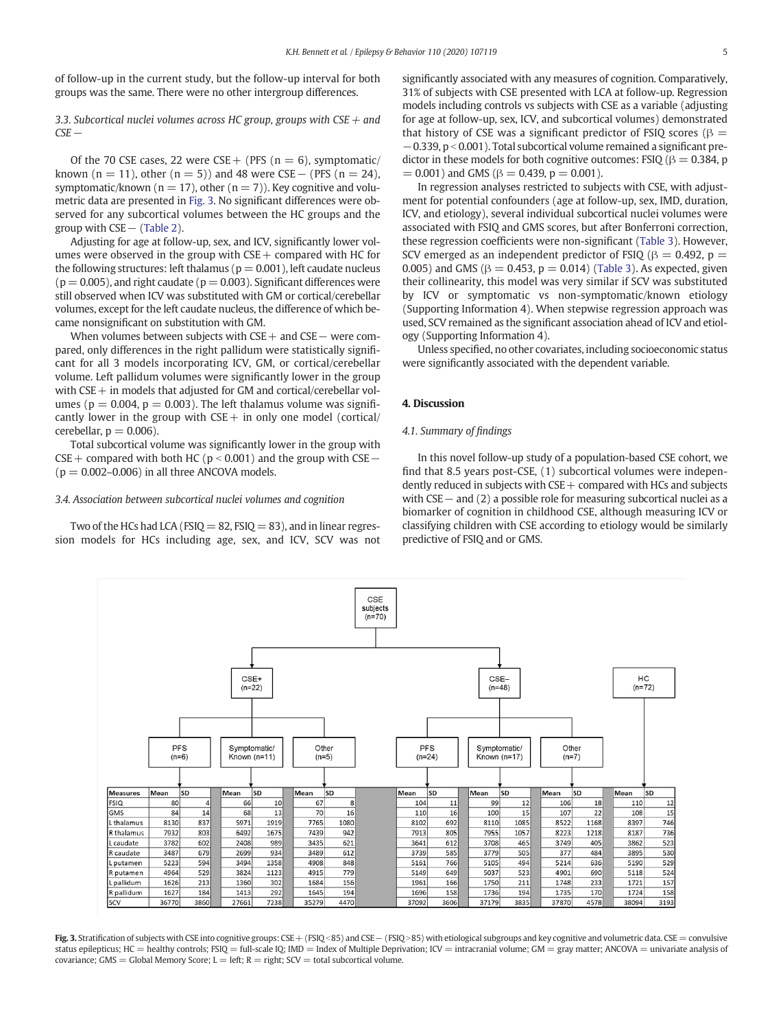of follow-up in the current study, but the follow-up interval for both groups was the same. There were no other intergroup differences.

### 3.3. Subcortical nuclei volumes across HC group, groups with CSE+ and CSE−

Of the 70 CSE cases, 22 were CSE+ (PFS (n = 6), symptomatic/known (n = 11), other (n = 5)) and 48 were CSE− (PFS (n = 24), symptomatic/known (n = 17), other (n = 7)). Key cognitive and volumetric data are presented in Fig. 3. No significant differences were observed for any subcortical volumes between the HC groups and the group with CSE− (Table 2).

Adjusting for age at follow-up, sex, and ICV, significantly lower volumes were observed in the group with CSE+ compared with HC for the following structures: left thalamus (p = 0.001), left caudate nucleus (p = 0.005), and right caudate (p = 0.003). Significant differences were still observed when ICV was substituted with GM or cortical/cerebellar volumes, except for the left caudate nucleus, the difference of which became nonsignificant on substitution with GM.

When volumes between subjects with CSE+ and CSE− were compared, only differences in the right pallidum were statistically significant for all 3 models incorporating ICV, GM, or cortical/cerebellar volume. Left pallidum volumes were significantly lower in the group with CSE+ in models that adjusted for GM and cortical/cerebellar volumes (p = 0.004, p = 0.003). The left thalamus volume was significantly lower in the group with CSE+ in only one model (cortical/cerebellar, p = 0.006).

Total subcortical volume was significantly lower in the group with CSE+ compared with both HC (p < 0.001) and the group with CSE− (p = 0.002–0.006) in all three ANCOVA models.

### 3.4. Association between subcortical nuclei volumes and cognition

Two of the HCs had LCA (FSIQ = 82, FSIQ = 83), and in linear regression models for HCs including age, sex, and ICV, SCV was not significantly associated with any measures of cognition. Comparatively, 31% of subjects with CSE presented with LCA at follow-up. Regression models including controls vs subjects with CSE as a variable (adjusting for age at follow-up, sex, ICV, and subcortical volumes) demonstrated that history of CSE was a significant predictor of FSIQ scores (β = −0.339, p < 0.001). Total subcortical volume remained a significant predictor in these models for both cognitive outcomes: FSIQ (β = 0.384, p = 0.001) and GMS (β = 0.439, p = 0.001).

In regression analyses restricted to subjects with CSE, with adjustment for potential confounders (age at follow-up, sex, IMD, duration, ICV, and etiology), several individual subcortical nuclei volumes were associated with FSIQ and GMS scores, but after Bonferroni correction, these regression coefficients were non-significant (Table 3). However, SCV emerged as an independent predictor of FSIQ (β = 0.492, p = 0.005) and GMS (β = 0.453, p = 0.014) (Table 3). As expected, given their collinearity, this model was very similar if SCV was substituted by ICV or symptomatic vs non-symptomatic/known etiology (Supporting Information 4). When stepwise regression approach was used, SCV remained as the significant association ahead of ICV and etiology (Supporting Information 4).

Unless specified, no other covariates, including socioeconomic status were significantly associated with the dependent variable.

## 4. Discussion

### 4.1. Summary of findings

In this novel follow-up study of a population-based CSE cohort, we find that 8.5 years post-CSE, (1) subcortical volumes were independently reduced in subjects with CSE+ compared with HCs and subjects with CSE− and (2) a possible role for measuring subcortical nuclei as a biomarker of cognition in childhood CSE, although measuring ICV or classifying children with CSE according to etiology would be similarly predictive of FSIQ and or GMS.

CSE subjects (n=70) → CSE+ (n=22): PFS (n=6), Symptomatic/Known (n=11), Other (n=5); CSE− (n=48): PFS (n=24), Symptomatic/Known (n=17), Other (n=7); HC (n=72)

| Measures | CSE+ PFS Mean | SD | CSE+ Symptomatic/Known Mean | SD | CSE+ Other Mean | SD | CSE− PFS Mean | SD | CSE− Symptomatic/Known Mean | SD | CSE− Other Mean | SD | HC Mean | SD |
|---|---|---|---|---|---|---|---|---|---|---|---|---|---|---|
| FSIQ | 80 | 4 | 66 | 10 | 67 | 8 | 104 | 11 | 99 | 12 | 106 | 18 | 110 | 12 |
| GMS | 84 | 14 | 68 | 13 | 70 | 16 | 110 | 16 | 100 | 15 | 107 | 22 | 108 | 15 |
| L thalamus | 8130 | 837 | 5971 | 1919 | 7765 | 1080 | 8102 | 692 | 8110 | 1085 | 8522 | 1168 | 8397 | 746 |
| R thalamus | 7932 | 803 | 6492 | 1675 | 7439 | 942 | 7913 | 805 | 7955 | 1057 | 8223 | 1218 | 8187 | 736 |
| L caudate | 3782 | 602 | 2408 | 989 | 3435 | 621 | 3641 | 612 | 3708 | 465 | 3749 | 405 | 3862 | 523 |
| R caudate | 3487 | 679 | 2699 | 934 | 3489 | 612 | 3739 | 585 | 3779 | 505 | 377 | 484 | 3895 | 530 |
| L putamen | 5223 | 594 | 3494 | 1358 | 4908 | 848 | 5161 | 766 | 5105 | 494 | 5214 | 636 | 5190 | 529 |
| R putamen | 4964 | 529 | 3824 | 1123 | 4915 | 779 | 5149 | 649 | 5037 | 523 | 4901 | 690 | 5118 | 524 |
| L pallidum | 1626 | 213 | 1360 | 302 | 1684 | 156 | 1961 | 166 | 1750 | 211 | 1748 | 233 | 1721 | 157 |
| R pallidum | 1627 | 184 | 1413 | 292 | 1645 | 194 | 1696 | 158 | 1736 | 194 | 1735 | 170 | 1724 | 158 |
| SCV | 36770 | 3860 | 27661 | 7238 | 35279 | 4470 | 37092 | 3606 | 37179 | 3835 | 37870 | 4578 | 38094 | 3193 |

**Fig. 3.** Stratification of subjects with CSE into cognitive groups: CSE+ (FSIQ<85) and CSE− (FSIQ>85) with etiological subgroups and key cognitive and volumetric data. CSE = convulsive status epilepticus; HC = healthy controls; FSIQ = full-scale IQ; IMD = Index of Multiple Deprivation; ICV = intracranial volume; GM = gray matter; ANCOVA = univariate analysis of covariance; GMS = Global Memory Score; L = left; R = right; SCV = total subcortical volume.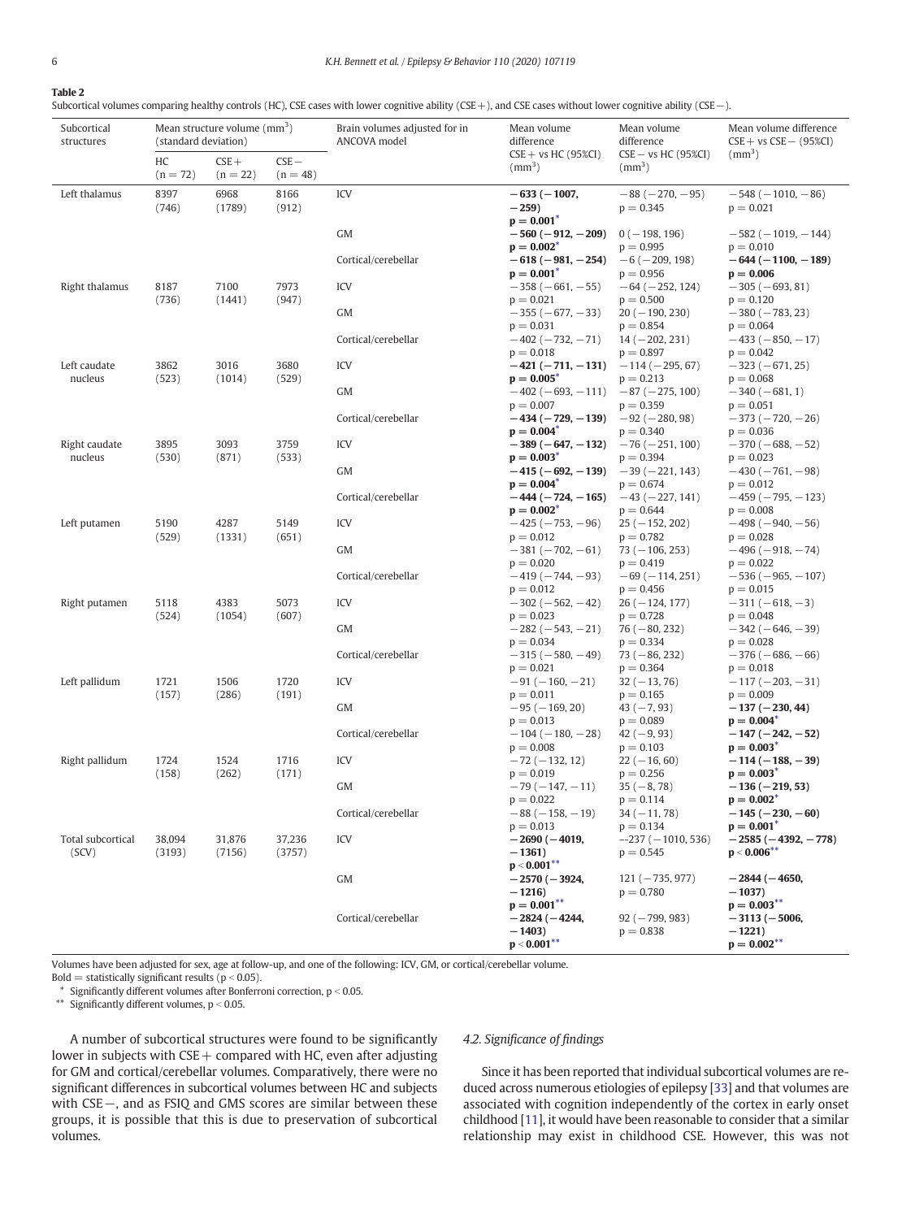**Table 2**

Subcortical volumes comparing healthy controls (HC), CSE cases with lower cognitive ability (CSE+), and CSE cases without lower cognitive ability (CSE−).

| Subcortical structures | Mean structure volume ($mm^3$) (standard deviation) | | | Brain volumes adjusted for in ANCOVA model | Mean volume difference CSE+ vs HC (95%CI) ($mm^3$) | Mean volume difference CSE− vs HC (95%CI) ($mm^3$) | Mean volume difference CSE+ vs CSE− (95%CI) ($mm^3$) |
|---|---|---|---|---|---|---|---|
| | HC (n = 72) | CSE+ (n = 22) | CSE− (n = 48) | | | | |
| Left thalamus | 8397 (746) | 6968 (1789) | 8166 (912) | ICV | **−633 (−1007, −259) p = 0.001*** | −88 (−270, −95) p = 0.345 | −548 (−1010, −86) p = 0.021 |
| | | | | GM | **−560 (−912, −209) p = 0.002*** | 0 (−198, 196) p = 0.995 | −582 (−1019, −144) p = 0.010 |
| | | | | Cortical/cerebellar | **−618 (−981, −254) p = 0.001*** | −6 (−209, 198) p = 0.956 | **−644 (−1100, −189) p = 0.006** |
| Right thalamus | 8187 (736) | 7100 (1441) | 7973 (947) | ICV | −358 (−661, −55) p = 0.021 | −64 (−252, 124) p = 0.500 | −305 (−693, 81) p = 0.120 |
| | | | | GM | −355 (−677, −33) p = 0.031 | 20 (−190, 230) p = 0.854 | −380 (−783, 23) p = 0.064 |
| | | | | Cortical/cerebellar | −402 (−732, −71) p = 0.018 | 14 (−202, 231) p = 0.897 | −433 (−850, −17) p = 0.042 |
| Left caudate nucleus | 3862 (523) | 3016 (1014) | 3680 (529) | ICV | **−421 (−711, −131) p = 0.005*** | −114 (−295, 67) p = 0.213 | −323 (−671, 25) p = 0.068 |
| | | | | GM | −402 (−693, −111) p = 0.007 | −87 (−275, 100) p = 0.359 | −340 (−681, 1) p = 0.051 |
| | | | | Cortical/cerebellar | **−434 (−729, −139) p = 0.004*** | −92 (−280, 98) p = 0.340 | −373 (−720, −26) p = 0.036 |
| Right caudate nucleus | 3895 (530) | 3093 (871) | 3759 (533) | ICV | **−389 (−647, −132) p = 0.003*** | −76 (−251, 100) p = 0.394 | −370 (−688, −52) p = 0.023 |
| | | | | GM | **−415 (−692, −139) p = 0.004*** | −39 (−221, 143) p = 0.674 | −430 (−761, −98) p = 0.012 |
| | | | | Cortical/cerebellar | **−444 (−724, −165) p = 0.002*** | −43 (−227, 141) p = 0.644 | −459 (−795, −123) p = 0.008 |
| Left putamen | 5190 (529) | 4287 (1331) | 5149 (651) | ICV | −425 (−753, −96) p = 0.012 | 25 (−152, 202) p = 0.782 | −498 (−940, −56) p = 0.028 |
| | | | | GM | −381 (−702, −61) p = 0.020 | 73 (−106, 253) p = 0.419 | −496 (−918, −74) p = 0.022 |
| | | | | Cortical/cerebellar | −419 (−744, −93) p = 0.012 | −69 (−114, 251) p = 0.456 | −536 (−965, −107) p = 0.015 |
| Right putamen | 5118 (524) | 4383 (1054) | 5073 (607) | ICV | −302 (−562, −42) p = 0.023 | 26 (−124, 177) p = 0.728 | −311 (−618, −3) p = 0.048 |
| | | | | GM | −282 (−543, −21) p = 0.034 | 76 (−80, 232) p = 0.334 | −342 (−646, −39) p = 0.028 |
| | | | | Cortical/cerebellar | −315 (−580, −49) p = 0.021 | 73 (−86, 232) p = 0.364 | −376 (−686, −66) p = 0.018 |
| Left pallidum | 1721 (157) | 1506 (286) | 1720 (191) | ICV | −91 (−160, −21) p = 0.011 | 32 (−13, 76) p = 0.165 | −117 (−203, −31) p = 0.009 |
| | | | | GM | −95 (−169, 20) p = 0.013 | 43 (−7, 93) p = 0.089 | **−137 (−230, 44) p = 0.004*** |
| | | | | Cortical/cerebellar | −104 (−180, −28) p = 0.008 | 42 (−9, 93) p = 0.103 | **−147 (−242, −52) p = 0.003*** |
| Right pallidum | 1724 (158) | 1524 (262) | 1716 (171) | ICV | −72 (−132, 12) p = 0.019 | 22 (−16, 60) p = 0.256 | **−114 (−188, −39) p = 0.003*** |
| | | | | GM | −79 (−147, −11) p = 0.022 | 35 (−8, 78) p = 0.114 | **−136 (−219, 53) p = 0.002*** |
| | | | | Cortical/cerebellar | −88 (−158, −19) p = 0.013 | 34 (−11, 78) p = 0.134 | **−145 (−230, −60) p = 0.001*** |
| Total subcortical (SCV) | 38,094 (3193) | 31,876 (7156) | 37,236 (3757) | ICV | **−2690 (−4019, −1361) p < 0.001**** | −237 (−1010, 536) p = 0.545 | **−2585 (−4392, −778) p < 0.006**** |
| | | | | GM | **−2570 (−3924, −1216) p = 0.001**** | 121 (−735, 977) p = 0.780 | **−2844 (−4650, −1037) p = 0.003**** |
| | | | | Cortical/cerebellar | **−2824 (−4244, −1403) p < 0.001**** | 92 (−799, 983) p = 0.838 | **−3113 (−5006, −1221) p = 0.002**** |

Volumes have been adjusted for sex, age at follow-up, and one of the following: ICV, GM, or cortical/cerebellar volume.

Bold = statistically significant results ($p < 0.05$).

\* Significantly different volumes after Bonferroni correction, $p < 0.05$.

\*\* Significantly different volumes, $p < 0.05$.

A number of subcortical structures were found to be significantly lower in subjects with CSE+ compared with HC, even after adjusting for GM and cortical/cerebellar volumes. Comparatively, there were no significant differences in subcortical volumes between HC and subjects with CSE−, and as FSIQ and GMS scores are similar between these groups, it is possible that this is due to preservation of subcortical volumes.

### 4.2. Significance of findings

Since it has been reported that individual subcortical volumes are reduced across numerous etiologies of epilepsy [33] and that volumes are associated with cognition independently of the cortex in early onset childhood [11], it would have been reasonable to consider that a similar relationship may exist in childhood CSE. However, this was not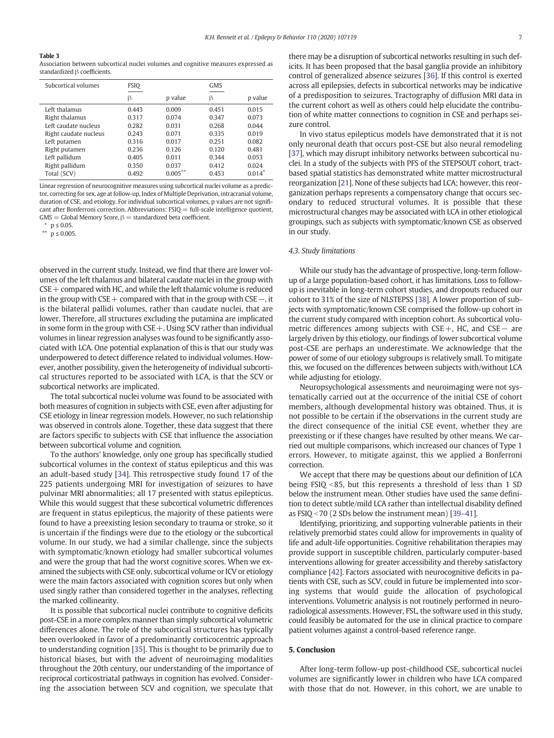**Table 3**
Association between subcortical nuclei volumes and cognitive measures expressed as standardized β coefficients.

| Subcortical volumes | FSIQ | | GMS | |
|---|---|---|---|---|
| | β | p value | β | p value |
| Left thalamus | 0.443 | 0.009 | 0.451 | 0.015 |
| Right thalamus | 0.317 | 0.074 | 0.347 | 0.073 |
| Left caudate nucleus | 0.282 | 0.031 | 0.268 | 0.044 |
| Right caudate nucleus | 0.243 | 0.071 | 0.335 | 0.019 |
| Left putamen | 0.316 | 0.017 | 0.251 | 0.082 |
| Right putamen | 0.236 | 0.126 | 0.120 | 0.481 |
| Left pallidum | 0.405 | 0.011 | 0.344 | 0.053 |
| Right pallidum | 0.350 | 0.037 | 0.412 | 0.024 |
| Total (SCV) | 0.492 | 0.005** | 0.453 | 0.014* |

Linear regression of neurocognitive measures using subcortical nuclei volume as a predictor, correcting for sex, age at follow-up, Index of Multiple Deprivation, intracranial volume, duration of CSE, and etiology. For individual subcortical volumes, p values are not significant after Bonferroni correction. Abbreviations: FSIQ = full-scale intelligence quotient, GMS = Global Memory Score, β = standardized beta coefficient.

\* $p \leq 0.05$.

\*\* $p \leq 0.005$.

observed in the current study. Instead, we find that there are lower volumes of the left thalamus and bilateral caudate nuclei in the group with CSE+ compared with HC, and while the left thalamic volume is reduced in the group with CSE+ compared with that in the group with CSE−, it is the bilateral pallidi volumes, rather than caudate nuclei, that are lower. Therefore, all structures excluding the putamina are implicated in some form in the group with CSE+. Using SCV rather than individual volumes in linear regression analyses was found to be significantly associated with LCA. One potential explanation of this is that our study was underpowered to detect difference related to individual volumes. However, another possibility, given the heterogeneity of individual subcortical structures reported to be associated with LCA, is that the SCV or subcortical networks are implicated.

The total subcortical nuclei volume was found to be associated with both measures of cognition in subjects with CSE, even after adjusting for CSE etiology in linear regression models. However, no such relationship was observed in controls alone. Together, these data suggest that there are factors specific to subjects with CSE that influence the association between subcortical volume and cognition.

To the authors' knowledge, only one group has specifically studied subcortical volumes in the context of status epilepticus and this was an adult-based study [34]. This retrospective study found 17 of the 225 patients undergoing MRI for investigation of seizures to have pulvinar MRI abnormalities; all 17 presented with status epilepticus. While this would suggest that these subcortical volumetric differences are frequent in status epilepticus, the majority of these patients were found to have a preexisting lesion secondary to trauma or stroke, so it is uncertain if the findings were due to the etiology or the subcortical volume. In our study, we had a similar challenge, since the subjects with symptomatic/known etiology had smaller subcortical volumes and were the group that had the worst cognitive scores. When we examined the subjects with CSE only, subcortical volume or ICV or etiology were the main factors associated with cognition scores but only when used singly rather than considered together in the analyses, reflecting the marked collinearity.

It is possible that subcortical nuclei contribute to cognitive deficits post-CSE in a more complex manner than simply subcortical volumetric differences alone. The role of the subcortical structures has typically been overlooked in favor of a predominantly corticocentric approach to understanding cognition [35]. This is thought to be primarily due to historical biases, but with the advent of neuroimaging modalities throughout the 20th century, our understanding of the importance of reciprocal corticostriatal pathways in cognition has evolved. Considering the association between SCV and cognition, we speculate that there may be a disruption of subcortical networks resulting in such deficits. It has been proposed that the basal ganglia provide an inhibitory control of generalized absence seizures [36]. If this control is exerted across all epilepsies, defects in subcortical networks may be indicative of a predisposition to seizures. Tractography of diffusion MRI data in the current cohort as well as others could help elucidate the contribution of white matter connections to cognition in CSE and perhaps seizure control.

In vivo status epilepticus models have demonstrated that it is not only neuronal death that occurs post-CSE but also neural remodeling [37], which may disrupt inhibitory networks between subcortical nuclei. In a study of the subjects with PFS of the STEPSOUT cohort, tract-based spatial statistics has demonstrated white matter microstructural reorganization [21]. None of these subjects had LCA; however, this reorganization perhaps represents a compensatory change that occurs secondary to reduced structural volumes. It is possible that these microstructural changes may be associated with LCA in other etiological groupings, such as subjects with symptomatic/known CSE as observed in our study.

### 4.3. Study limitations

While our study has the advantage of prospective, long-term follow-up of a large population-based cohort, it has limitations. Loss to follow-up is inevitable in long-term cohort studies, and dropouts reduced our cohort to 31% of the size of NLSTEPSS [38]. A lower proportion of subjects with symptomatic/known CSE comprised the follow-up cohort in the current study compared with inception cohort. As subcortical volumetric differences among subjects with CSE+, HC, and CSE− are largely driven by this etiology, our findings of lower subcortical volume post-CSE are perhaps an underestimate. We acknowledge that the power of some of our etiology subgroups is relatively small. To mitigate this, we focused on the differences between subjects with/without LCA while adjusting for etiology.

Neuropsychological assessments and neuroimaging were not systematically carried out at the occurrence of the initial CSE of cohort members, although developmental history was obtained. Thus, it is not possible to be certain if the observations in the current study are the direct consequence of the initial CSE event, whether they are preexisting or if these changes have resulted by other means. We carried out multiple comparisons, which increased our chances of Type 1 errors. However, to mitigate against, this we applied a Bonferroni correction.

We accept that there may be questions about our definition of LCA being FSIQ <85, but this represents a threshold of less than 1 SD below the instrument mean. Other studies have used the same definition to detect subtle/mild LCA rather than intellectual disability defined as FSIQ <70 (2 SDs below the instrument mean) [39–41].

Identifying, prioritizing, and supporting vulnerable patients in their relatively premorbid states could allow for improvements in quality of life and adult-life opportunities. Cognitive rehabilitation therapies may provide support in susceptible children, particularly computer-based interventions allowing for greater accessibility and thereby satisfactory compliance [42]. Factors associated with neurocognitive deficits in patients with CSE, such as SCV, could in future be implemented into scoring systems that would guide the allocation of psychological interventions. Volumetric analysis is not routinely performed in neuroradiological assessments. However, FSL, the software used in this study, could feasibly be automated for the use in clinical practice to compare patient volumes against a control-based reference range.

## 5. Conclusion

After long-term follow-up post-childhood CSE, subcortical nuclei volumes are significantly lower in children who have LCA compared with those that do not. However, in this cohort, we are unable to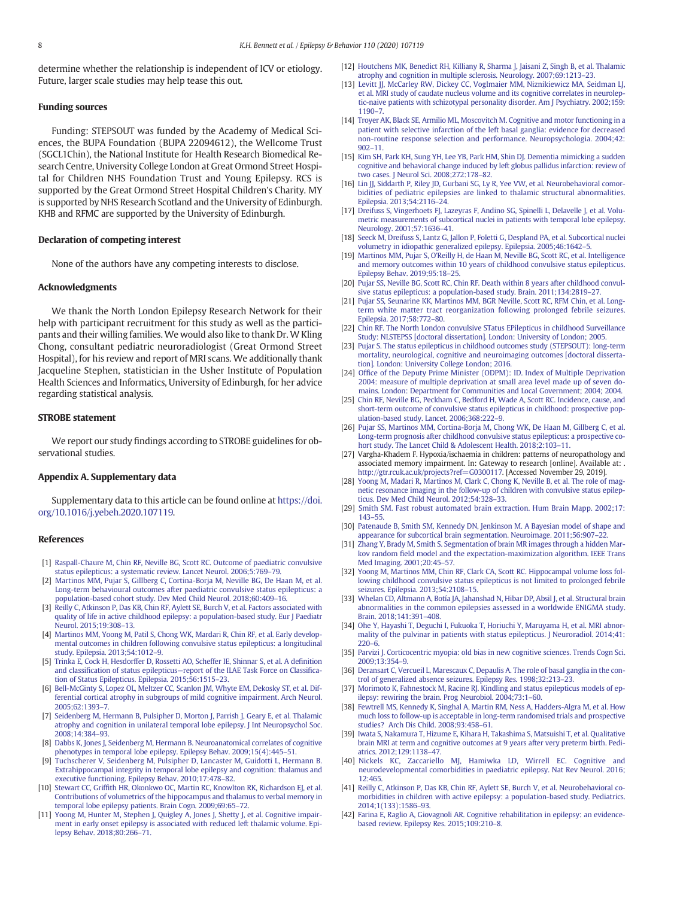determine whether the relationship is independent of ICV or etiology. Future, larger scale studies may help tease this out.

## Funding sources

Funding: STEPSOUT was funded by the Academy of Medical Sciences, the BUPA Foundation (BUPA 22094612), the Wellcome Trust (SGCL1Chin), the National Institute for Health Research Biomedical Research Centre, University College London at Great Ormond Street Hospital for Children NHS Foundation Trust and Young Epilepsy. RCS is supported by the Great Ormond Street Hospital Children's Charity. MY is supported by NHS Research Scotland and the University of Edinburgh. KHB and RFMC are supported by the University of Edinburgh.

## Declaration of competing interest

None of the authors have any competing interests to disclose.

## Acknowledgments

We thank the North London Epilepsy Research Network for their help with participant recruitment for this study as well as the participants and their willing families. We would also like to thank Dr. W Kling Chong, consultant pediatric neuroradiologist (Great Ormond Street Hospital), for his review and report of MRI scans. We additionally thank Jacqueline Stephen, statistician in the Usher Institute of Population Health Sciences and Informatics, University of Edinburgh, for her advice regarding statistical analysis.

## STROBE statement

We report our study findings according to STROBE guidelines for observational studies.

## Appendix A. Supplementary data

Supplementary data to this article can be found online at https://doi.org/10.1016/j.yebeh.2020.107119.

## References

[1] Raspall-Chaure M, Chin RF, Neville BG, Scott RC. Outcome of paediatric convulsive status epilepticus: a systematic review. Lancet Neurol. 2006;5:769–79.

[2] Martinos MM, Pujar S, Gillberg C, Cortina-Borja M, Neville BG, De Haan M, et al. Long-term behavioural outcomes after paediatric convulsive status epilepticus: a population-based cohort study. Dev Med Child Neurol. 2018;60:409–16.

[3] Reilly C, Atkinson P, Das KB, Chin RF, Aylett SE, Burch V, et al. Factors associated with quality of life in active childhood epilepsy: a population-based study. Eur J Paediatr Neurol. 2015;19:308–13.

[4] Martinos MM, Yoong M, Patil S, Chong WK, Mardari R, Chin RF, et al. Early developmental outcomes in children following convulsive status epilepticus: a longitudinal study. Epilepsia. 2013;54:1012–9.

[5] Trinka E, Cock H, Hesdorffer D, Rossetti AO, Scheffer IE, Shinnar S, et al. A definition and classification of status epilepticus—report of the ILAE Task Force on Classification of Status Epilepticus. Epilepsia. 2015;56:1515–23.

[6] Bell-McGinty S, Lopez OL, Meltzer CC, Scanlon JM, Whyte EM, Dekosky ST, et al. Differential cortical atrophy in subgroups of mild cognitive impairment. Arch Neurol. 2005;62:1393–7.

[7] Seidenberg M, Hermann B, Pulsipher D, Morton J, Parrish J, Geary E, et al. Thalamic atrophy and cognition in unilateral temporal lobe epilepsy. J Int Neuropsychol Soc. 2008;14:384–93.

[8] Dabbs K, Jones J, Seidenberg M, Hermann B. Neuroanatomical correlates of cognitive phenotypes in temporal lobe epilepsy. Epilepsy Behav. 2009;15(4):445–51.

[9] Tuchscherer V, Seidenberg M, Pulsipher D, Lancaster M, Guidotti L, Hermann B. Extrahippocampal integrity in temporal lobe epilepsy and cognition: thalamus and executive functioning. Epilepsy Behav. 2010;17:478–82.

[10] Stewart CC, Griffith HR, Okonkwo OC, Martin RC, Knowlton RK, Richardson EJ, et al. Contributions of volumetrics of the hippocampus and thalamus to verbal memory in temporal lobe epilepsy patients. Brain Cogn. 2009;69:65–72.

[11] Yoong M, Hunter M, Stephen J, Quigley A, Jones J, Shetty J, et al. Cognitive impairment in early onset epilepsy is associated with reduced left thalamic volume. Epilepsy Behav. 2018;80:266–71.

[12] Houtchens MK, Benedict RH, Killiany R, Sharma J, Jaisani Z, Singh B, et al. Thalamic atrophy and cognition in multiple sclerosis. Neurology. 2007;69:1213–23.

[13] Levitt JJ, McCarley RW, Dickey CC, Voglmaier MM, Niznikiewicz MA, Seidman LJ, et al. MRI study of caudate nucleus volume and its cognitive correlates in neuroleptic-naive patients with schizotypal personality disorder. Am J Psychiatry. 2002;159:1190–7.

[14] Troyer AK, Black SE, Armilio ML, Moscovitch M. Cognitive and motor functioning in a patient with selective infarction of the left basal ganglia: evidence for decreased non-routine response selection and performance. Neuropsychologia. 2004;42:902–11.

[15] Kim SH, Park KH, Sung YH, Lee YB, Park HM, Shin DJ. Dementia mimicking a sudden cognitive and behavioral change induced by left globus pallidus infarction: review of two cases. J Neurol Sci. 2008;272:178–82.

[16] Lin JJ, Siddarth P, Riley JD, Gurbani SG, Ly R, Yee VW, et al. Neurobehavioral comorbidities of pediatric epilepsies are linked to thalamic structural abnormalities. Epilepsia. 2013;54:2116–24.

[17] Dreifuss S, Vingerhoets FJ, Lazeyras F, Andino SG, Spinelli L, Delavelle J, et al. Volumetric measurements of subcortical nuclei in patients with temporal lobe epilepsy. Neurology. 2001;57:1636–41.

[18] Seeck M, Dreifuss S, Lantz G, Jallon P, Foletti G, Despland PA, et al. Subcortical nuclei volumetry in idiopathic generalized epilepsy. Epilepsia. 2005;46:1642–5.

[19] Martinos MM, Pujar S, O'Reilly H, de Haan M, Neville BG, Scott RC, et al. Intelligence and memory outcomes within 10 years of childhood convulsive status epilepticus. Epilepsy Behav. 2019;95:18–25.

[20] Pujar SS, Neville BG, Scott RC, Chin RF. Death within 8 years after childhood convulsive status epilepticus: a population-based study. Brain. 2011;134:2819–27.

[21] Pujar SS, Seunarine KK, Martinos MM, BGR Neville, Scott RC, RFM Chin, et al. Long-term white matter tract reorganization following prolonged febrile seizures. Epilepsia. 2017;58:772–80.

[22] Chin RF. The North London convulsive STatus EPilepticus in childhood Surveillance Study: NLSTEPSS [doctoral dissertation]. London: University of London; 2005.

[23] Pujar S. The status epilepticus in childhood outcomes study (STEPSOUT): long-term mortality, neurological, cognitive and neuroimaging outcomes [doctoral dissertation]. London: University College London; 2016.

[24] Office of the Deputy Prime Minister (ODPM): ID. Index of Multiple Deprivation 2004: measure of multiple deprivation at small area level made up of seven domains. London: Department for Communities and Local Government; 2004; 2004.

[25] Chin RF, Neville BG, Peckham C, Bedford H, Wade A, Scott RC. Incidence, cause, and short-term outcome of convulsive status epilepticus in childhood: prospective population-based study. Lancet. 2006;368:222–9.

[26] Pujar SS, Martinos MM, Cortina-Borja M, Chong WK, De Haan M, Gillberg C, et al. Long-term prognosis after childhood convulsive status epilepticus: a prospective cohort study. The Lancet Child & Adolescent Health. 2018;2:103–11.

[27] Vargha-Khadem F. Hypoxia/ischaemia in children: patterns of neuropathology and associated memory impairment. In: Gateway to research [online]. Available at: . http://gtr.rcuk.ac.uk/projects?ref=G0300117. [Accessed November 29, 2019].

[28] Yoong M, Madari R, Martinos M, Clark C, Chong K, Neville B, et al. The role of magnetic resonance imaging in the follow-up of children with convulsive status epilepticus. Dev Med Child Neurol. 2012;54:328–33.

[29] Smith SM. Fast robust automated brain extraction. Hum Brain Mapp. 2002;17:143–55.

[30] Patenaude B, Smith SM, Kennedy DN, Jenkinson M. A Bayesian model of shape and appearance for subcortical brain segmentation. Neuroimage. 2011;56:907–22.

[31] Zhang Y, Brady M, Smith S. Segmentation of brain MR images through a hidden Markov random field model and the expectation-maximization algorithm. IEEE Trans Med Imaging. 2001;20:45–57.

[32] Yoong M, Martinos MM, Chin RF, Clark CA, Scott RC. Hippocampal volume loss following childhood convulsive status epilepticus is not limited to prolonged febrile seizures. Epilepsia. 2013;54:2108–15.

[33] Whelan CD, Altmann A, Botía JA, Jahanshad N, Hibar DP, Absil J, et al. Structural brain abnormalities in the common epilepsies assessed in a worldwide ENIGMA study. Brain. 2018;141:391–408.

[34] Ohe Y, Hayashi T, Deguchi I, Fukuoka T, Horiuchi Y, Maruyama H, et al. MRI abnormality of the pulvinar in patients with status epilepticus. J Neuroradiol. 2014;41:220–6.

[35] Parvizi J. Corticocentric myopia: old bias in new cognitive sciences. Trends Cogn Sci. 2009;13:354–9.

[36] Deransart C, Vercueil L, Marescaux C, Depaulis A. The role of basal ganglia in the control of generalized absence seizures. Epilepsy Res. 1998;32:213–23.

[37] Morimoto K, Fahnestock M, Racine RJ. Kindling and status epilepticus models of epilepsy: rewiring the brain. Prog Neurobiol. 2004;73:1–60.

[38] Fewtrell MS, Kennedy K, Singhal A, Martin RM, Ness A, Hadders-Algra M, et al. How much loss to follow-up is acceptable in long-term randomised trials and prospective studies? Arch Dis Child. 2008;93:458–61.

[39] Iwata S, Nakamura T, Hizume E, Kihara H, Takashima S, Matsuishi T, et al. Qualitative brain MRI at term and cognitive outcomes at 9 years after very preterm birth. Pediatrics. 2012;129:1138–47.

[40] Nickels KC, Zaccariello MJ, Hamiwka LD, Wirrell EC. Cognitive and neurodevelopmental comorbidities in paediatric epilepsy. Nat Rev Neurol. 2016;12:465.

[41] Reilly C, Atkinson P, Das KB, Chin RF, Aylett SE, Burch V, et al. Neurobehavioral comorbidities in children with active epilepsy: a population-based study. Pediatrics. 2014;1(133):1586–93.

[42] Farina E, Raglio A, Giovagnoli AR. Cognitive rehabilitation in epilepsy: an evidence-based review. Epilepsy Res. 2015;109:210–8.